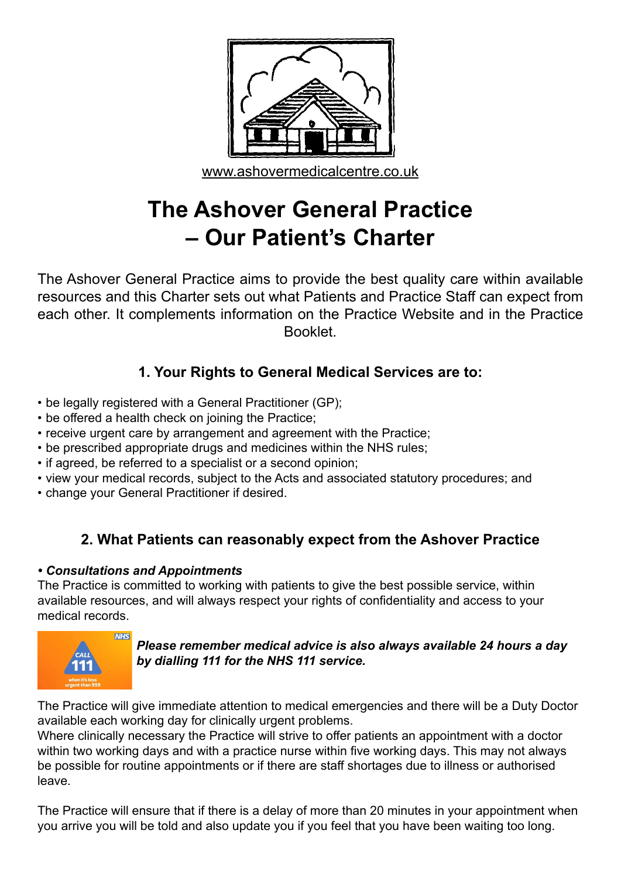www.ashovermedicalcentre.co.uk

# The Ashover General Practice – Our Patient's Charter

The Ashover General Practice aims to provide the best quality care within available resources and this Charter sets out what Patients and Practice Staff can expect from each other. It complements information on the Practice Website and in the Practice Booklet.

## 1. Your Rights to General Medical Services are to:

- be legally registered with a General Practitioner (GP);
- be offered a health check on joining the Practice;
- receive urgent care by arrangement and agreement with the Practice;
- be prescribed appropriate drugs and medicines within the NHS rules;
- if agreed, be referred to a specialist or a second opinion;
- view your medical records, subject to the Acts and associated statutory procedures; and
- change your General Practitioner if desired.

## 2. What Patients can reasonably expect from the Ashover Practice

**• *Consultations and Appointments***

The Practice is committed to working with patients to give the best possible service, within available resources, and will always respect your rights of confidentiality and access to your medical records.

***Please remember medical advice is also always available 24 hours a day by dialling 111 for the NHS 111 service.***

The Practice will give immediate attention to medical emergencies and there will be a Duty Doctor available each working day for clinically urgent problems.

Where clinically necessary the Practice will strive to offer patients an appointment with a doctor within two working days and with a practice nurse within five working days. This may not always be possible for routine appointments or if there are staff shortages due to illness or authorised leave.

The Practice will ensure that if there is a delay of more than 20 minutes in your appointment when you arrive you will be told and also update you if you feel that you have been waiting too long.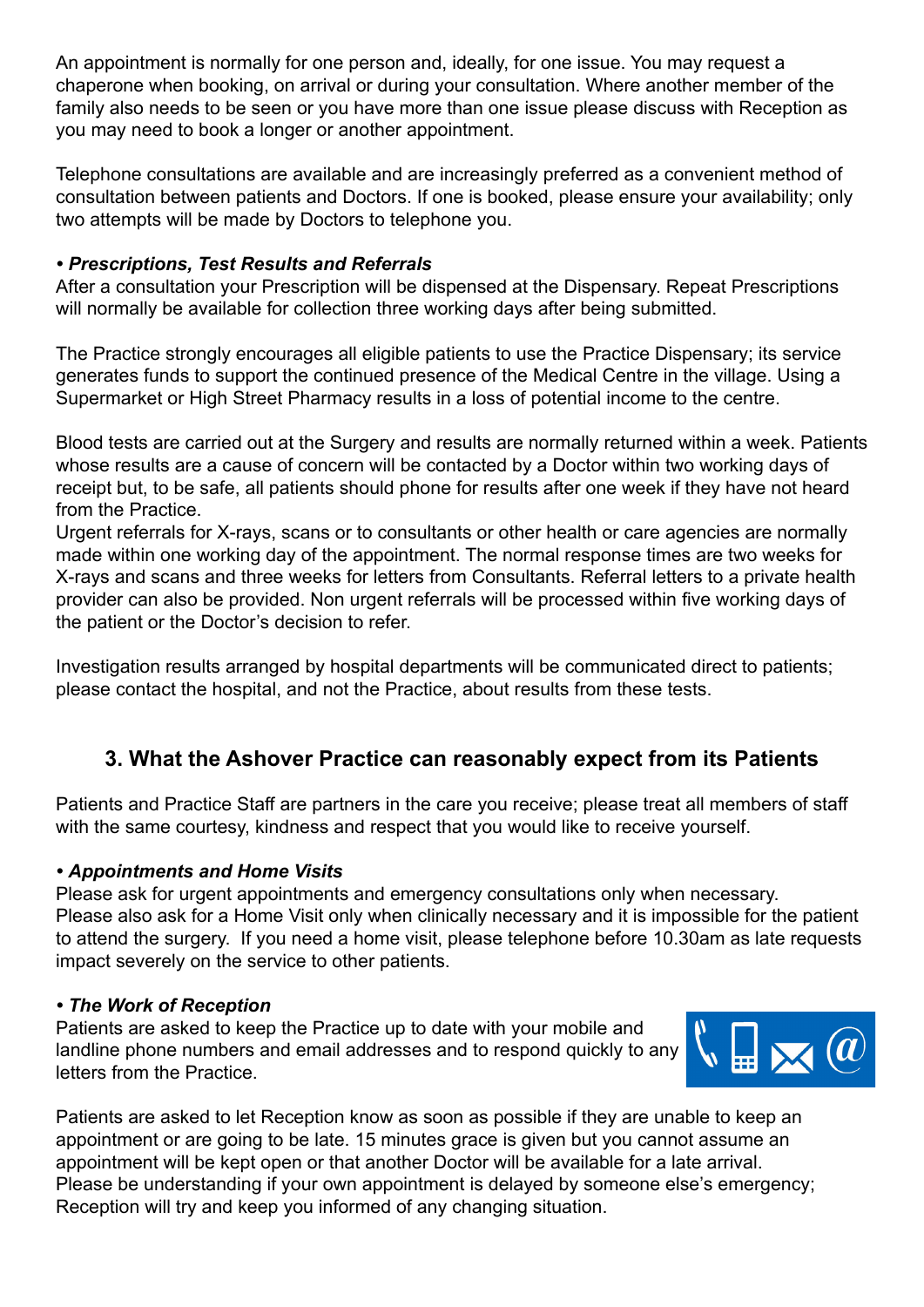An appointment is normally for one person and, ideally, for one issue. You may request a chaperone when booking, on arrival or during your consultation. Where another member of the family also needs to be seen or you have more than one issue please discuss with Reception as you may need to book a longer or another appointment.

Telephone consultations are available and are increasingly preferred as a convenient method of consultation between patients and Doctors. If one is booked, please ensure your availability; only two attempts will be made by Doctors to telephone you.

***• Prescriptions, Test Results and Referrals***

After a consultation your Prescription will be dispensed at the Dispensary. Repeat Prescriptions will normally be available for collection three working days after being submitted.

The Practice strongly encourages all eligible patients to use the Practice Dispensary; its service generates funds to support the continued presence of the Medical Centre in the village. Using a Supermarket or High Street Pharmacy results in a loss of potential income to the centre.

Blood tests are carried out at the Surgery and results are normally returned within a week. Patients whose results are a cause of concern will be contacted by a Doctor within two working days of receipt but, to be safe, all patients should phone for results after one week if they have not heard from the Practice.

Urgent referrals for X-rays, scans or to consultants or other health or care agencies are normally made within one working day of the appointment. The normal response times are two weeks for X-rays and scans and three weeks for letters from Consultants. Referral letters to a private health provider can also be provided. Non urgent referrals will be processed within five working days of the patient or the Doctor's decision to refer.

Investigation results arranged by hospital departments will be communicated direct to patients; please contact the hospital, and not the Practice, about results from these tests.

## 3. What the Ashover Practice can reasonably expect from its Patients

Patients and Practice Staff are partners in the care you receive; please treat all members of staff with the same courtesy, kindness and respect that you would like to receive yourself.

***• Appointments and Home Visits***

Please ask for urgent appointments and emergency consultations only when necessary.
Please also ask for a Home Visit only when clinically necessary and it is impossible for the patient to attend the surgery. If you need a home visit, please telephone before 10.30am as late requests impact severely on the service to other patients.

***• The Work of Reception***

Patients are asked to keep the Practice up to date with your mobile and landline phone numbers and email addresses and to respond quickly to any letters from the Practice.

Patients are asked to let Reception know as soon as possible if they are unable to keep an appointment or are going to be late. 15 minutes grace is given but you cannot assume an appointment will be kept open or that another Doctor will be available for a late arrival.
Please be understanding if your own appointment is delayed by someone else's emergency; Reception will try and keep you informed of any changing situation.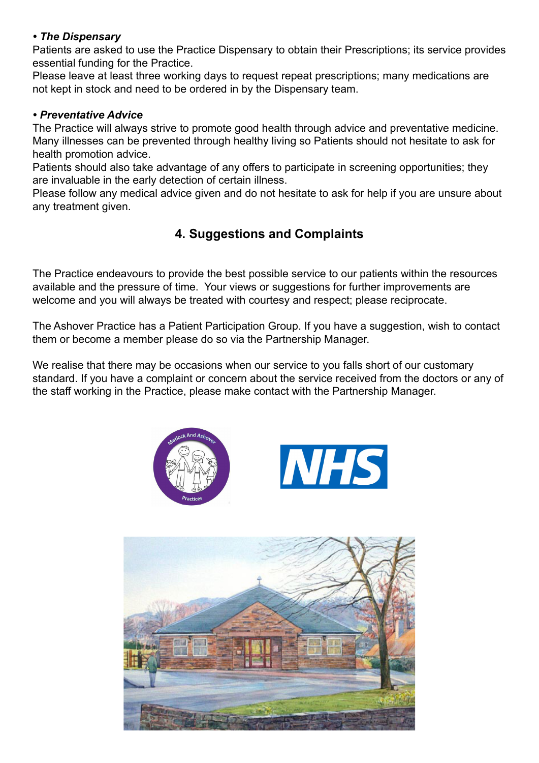• ***The Dispensary***

Patients are asked to use the Practice Dispensary to obtain their Prescriptions; its service provides essential funding for the Practice.

Please leave at least three working days to request repeat prescriptions; many medications are not kept in stock and need to be ordered in by the Dispensary team.

• ***Preventative Advice***

The Practice will always strive to promote good health through advice and preventative medicine. Many illnesses can be prevented through healthy living so Patients should not hesitate to ask for health promotion advice.

Patients should also take advantage of any offers to participate in screening opportunities; they are invaluable in the early detection of certain illness.

Please follow any medical advice given and do not hesitate to ask for help if you are unsure about any treatment given.

## 4. Suggestions and Complaints

The Practice endeavours to provide the best possible service to our patients within the resources available and the pressure of time. Your views or suggestions for further improvements are welcome and you will always be treated with courtesy and respect; please reciprocate.

The Ashover Practice has a Patient Participation Group. If you have a suggestion, wish to contact them or become a member please do so via the Partnership Manager.

We realise that there may be occasions when our service to you falls short of our customary standard. If you have a complaint or concern about the service received from the doctors or any of the staff working in the Practice, please make contact with the Partnership Manager.